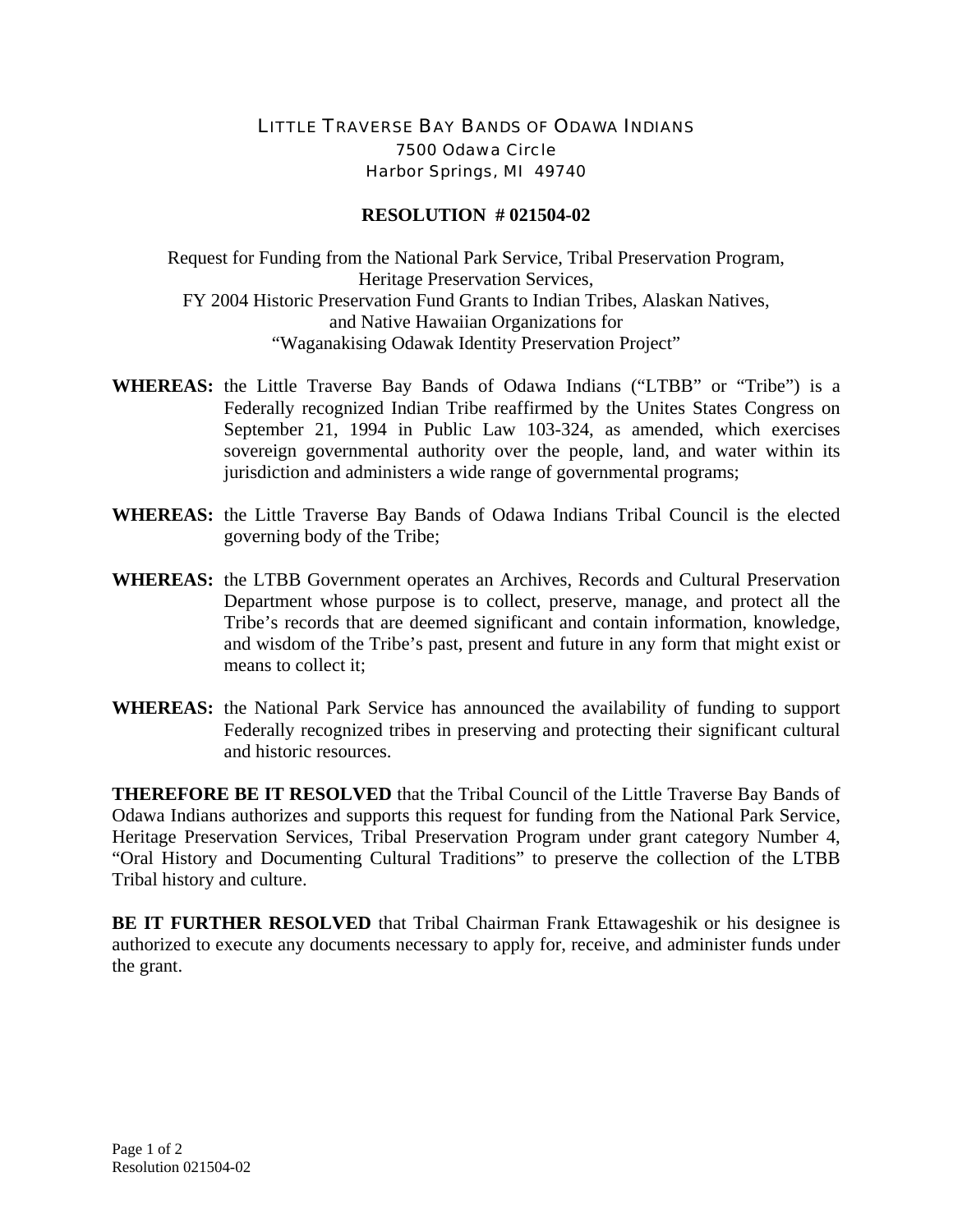# LITTLE TRAVERSE BAY BANDS OF ODAWA INDIANS

7500 Odawa Circle
Harbor Springs, MI 49740

## RESOLUTION # 021504-02

Request for Funding from the National Park Service, Tribal Preservation Program,
Heritage Preservation Services,
FY 2004 Historic Preservation Fund Grants to Indian Tribes, Alaskan Natives,
and Native Hawaiian Organizations for
"Waganakising Odawak Identity Preservation Project"

**WHEREAS:** the Little Traverse Bay Bands of Odawa Indians ("LTBB" or "Tribe") is a Federally recognized Indian Tribe reaffirmed by the Unites States Congress on September 21, 1994 in Public Law 103-324, as amended, which exercises sovereign governmental authority over the people, land, and water within its jurisdiction and administers a wide range of governmental programs;

**WHEREAS:** the Little Traverse Bay Bands of Odawa Indians Tribal Council is the elected governing body of the Tribe;

**WHEREAS:** the LTBB Government operates an Archives, Records and Cultural Preservation Department whose purpose is to collect, preserve, manage, and protect all the Tribe's records that are deemed significant and contain information, knowledge, and wisdom of the Tribe's past, present and future in any form that might exist or means to collect it;

**WHEREAS:** the National Park Service has announced the availability of funding to support Federally recognized tribes in preserving and protecting their significant cultural and historic resources.

**THEREFORE BE IT RESOLVED** that the Tribal Council of the Little Traverse Bay Bands of Odawa Indians authorizes and supports this request for funding from the National Park Service, Heritage Preservation Services, Tribal Preservation Program under grant category Number 4, "Oral History and Documenting Cultural Traditions" to preserve the collection of the LTBB Tribal history and culture.

**BE IT FURTHER RESOLVED** that Tribal Chairman Frank Ettawageshik or his designee is authorized to execute any documents necessary to apply for, receive, and administer funds under the grant.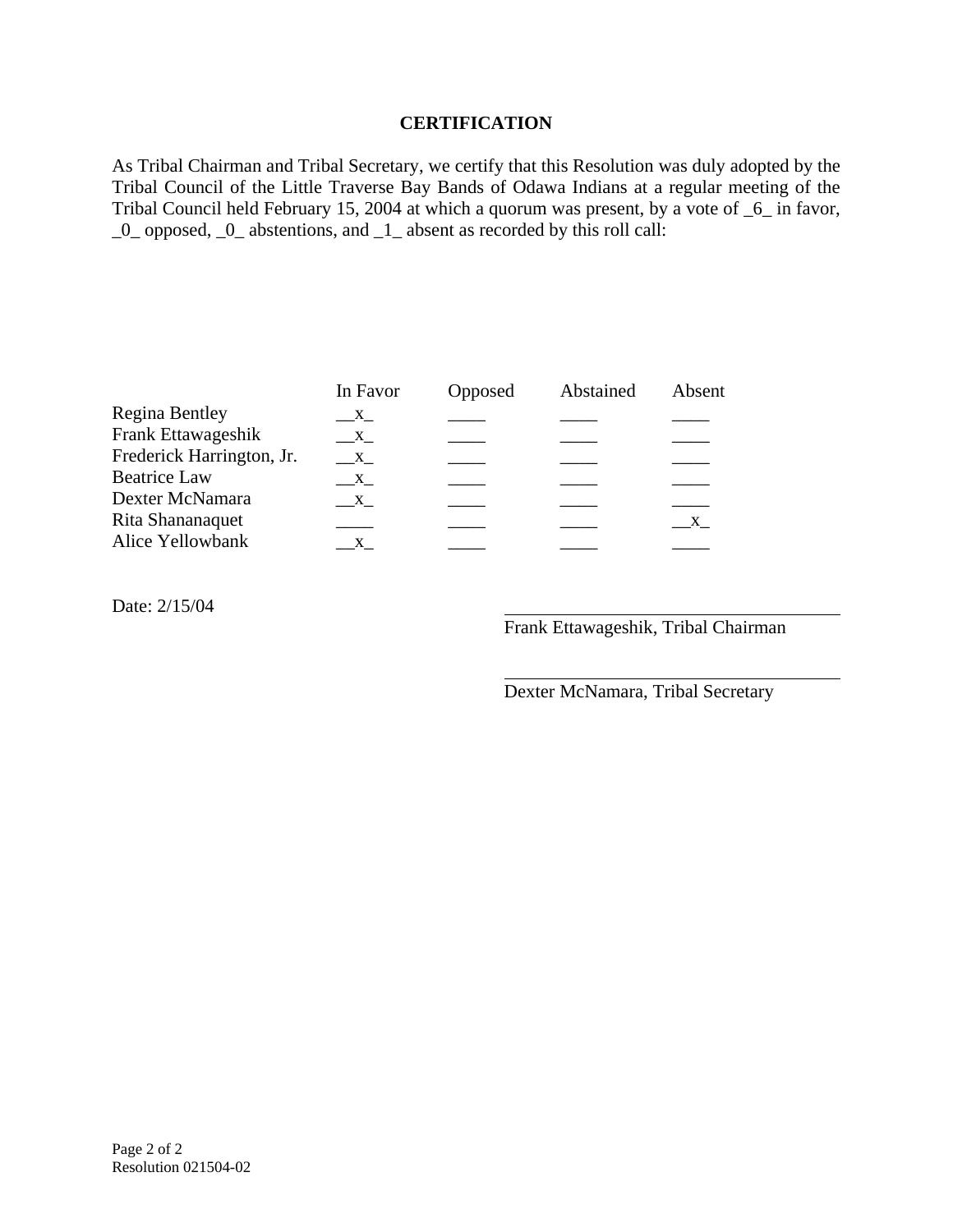## CERTIFICATION

As Tribal Chairman and Tribal Secretary, we certify that this Resolution was duly adopted by the Tribal Council of the Little Traverse Bay Bands of Odawa Indians at a regular meeting of the Tribal Council held February 15, 2004 at which a quorum was present, by a vote of _6_ in favor, _0_ opposed, _0_ abstentions, and _1_ absent as recorded by this roll call:

| | In Favor | Opposed | Abstained | Absent |
|---|---|---|---|---|
| Regina Bentley | x | | | |
| Frank Ettawageshik | x | | | |
| Frederick Harrington, Jr. | x | | | |
| Beatrice Law | x | | | |
| Dexter McNamara | x | | | |
| Rita Shananaquet | | | | x |
| Alice Yellowbank | x | | | |

Date: 2/15/04

Frank Ettawageshik, Tribal Chairman

Dexter McNamara, Tribal Secretary

Resolution 021504-02